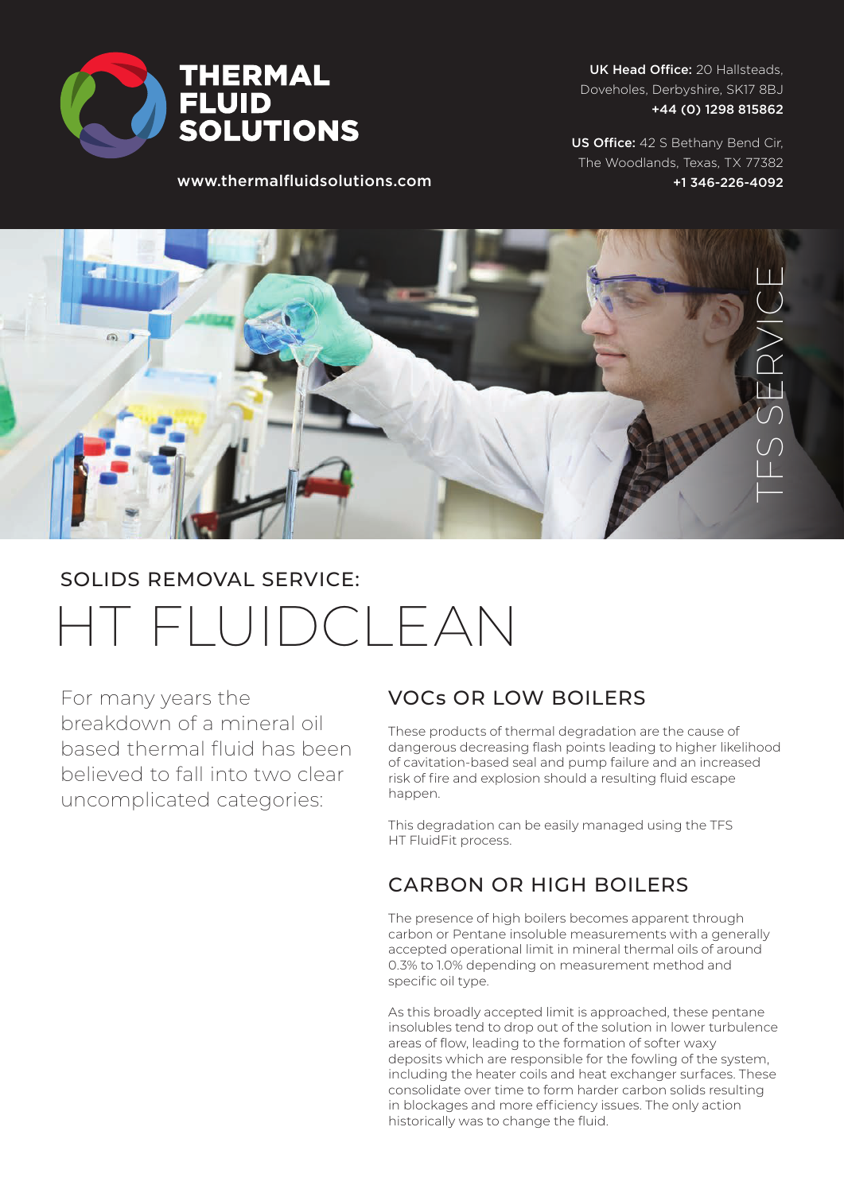**THERMAL FLUID SOLUTIONS**

www.thermalfluidsolutions.com

**UK Head Office:** 20 Hallsteads, Doveholes, Derbyshire, SK17 8BJ
**+44 (0) 1298 815862**

**US Office:** 42 S Bethany Bend Cir, The Woodlands, Texas, TX 77382
**+1 346-226-4092**

TFS SERVICE

## SOLIDS REMOVAL SERVICE:

# HT FLUIDCLEAN

For many years the breakdown of a mineral oil based thermal fluid has been believed to fall into two clear uncomplicated categories:

### VOCs OR LOW BOILERS

These products of thermal degradation are the cause of dangerous decreasing flash points leading to higher likelihood of cavitation-based seal and pump failure and an increased risk of fire and explosion should a resulting fluid escape happen.

This degradation can be easily managed using the TFS HT FluidFit process.

### CARBON OR HIGH BOILERS

The presence of high boilers becomes apparent through carbon or Pentane insoluble measurements with a generally accepted operational limit in mineral thermal oils of around 0.3% to 1.0% depending on measurement method and specific oil type.

As this broadly accepted limit is approached, these pentane insolubles tend to drop out of the solution in lower turbulence areas of flow, leading to the formation of softer waxy deposits which are responsible for the fowling of the system, including the heater coils and heat exchanger surfaces. These consolidate over time to form harder carbon solids resulting in blockages and more efficiency issues. The only action historically was to change the fluid.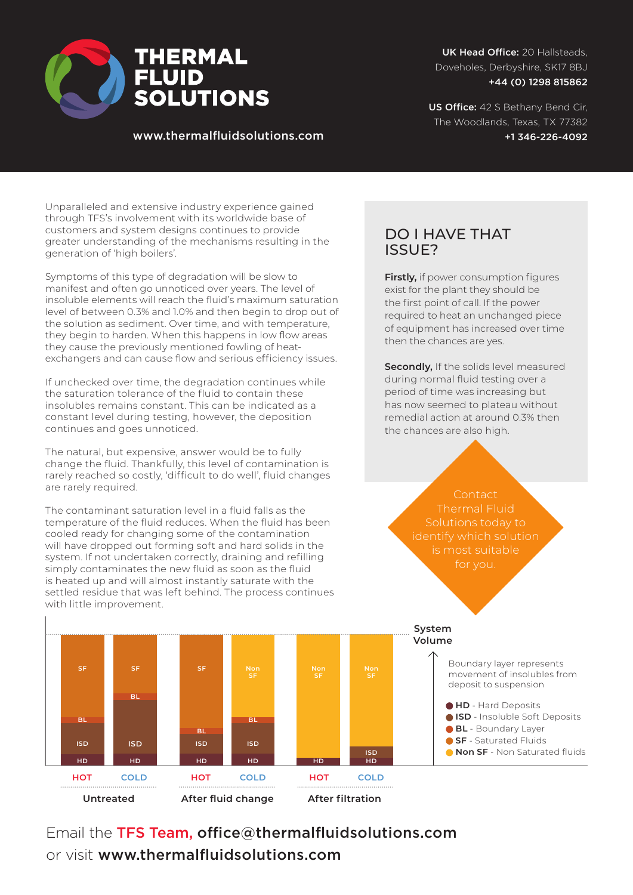# THERMAL FLUID SOLUTIONS

www.thermalfluidsolutions.com

**UK Head Office:** 20 Hallsteads, Doveholes, Derbyshire, SK17 8BJ
**+44 (0) 1298 815862**

**US Office:** 42 S Bethany Bend Cir, The Woodlands, Texas, TX 77382
**+1 346-226-4092**

Unparalleled and extensive industry experience gained through TFS's involvement with its worldwide base of customers and system designs continues to provide greater understanding of the mechanisms resulting in the generation of 'high boilers'.

Symptoms of this type of degradation will be slow to manifest and often go unnoticed over years. The level of insoluble elements will reach the fluid's maximum saturation level of between 0.3% and 1.0% and then begin to drop out of the solution as sediment. Over time, and with temperature, they begin to harden. When this happens in low flow areas they cause the previously mentioned fowling of heat-exchangers and can cause flow and serious efficiency issues.

If unchecked over time, the degradation continues while the saturation tolerance of the fluid to contain these insolubles remains constant. This can be indicated as a constant level during testing, however, the deposition continues and goes unnoticed.

The natural, but expensive, answer would be to fully change the fluid. Thankfully, this level of contamination is rarely reached so costly, 'difficult to do well', fluid changes are rarely required.

The contaminant saturation level in a fluid falls as the temperature of the fluid reduces. When the fluid has been cooled ready for changing some of the contamination will have dropped out forming soft and hard solids in the system. If not undertaken correctly, draining and refilling simply contaminates the new fluid as soon as the fluid is heated up and will almost instantly saturate with the settled residue that was left behind. The process continues with little improvement.

## DO I HAVE THAT ISSUE?

**Firstly,** if power consumption figures exist for the plant they should be the first point of call. If the power required to heat an unchanged piece of equipment has increased over time then the chances are yes.

**Secondly,** If the solids level measured during normal fluid testing over a period of time was increasing but has now seemed to plateau without remedial action at around 0.3% then the chances are also high.

Contact Thermal Fluid Solutions today to identify which solution is most suitable for you.

System Volume

SF
BL
ISD
HD
HOT

SF
BL
ISD
HD
COLD

Untreated

SF
BL
ISD
HD
HOT

Non SF
BL
ISD
HD
COLD

After fluid change

Non SF
HD
HOT

Non SF
ISD
HD
COLD

After filtration

Boundary layer represents movement of insolubles from deposit to suspension

- **HD** - Hard Deposits
- **ISD** - Insoluble Soft Deposits
- **BL** - Boundary Layer
- **SF** - Saturated Fluids
- **Non SF** - Non Saturated fluids

Email the **TFS Team, office@thermalfluidsolutions.com**
or visit **www.thermalfluidsolutions.com**